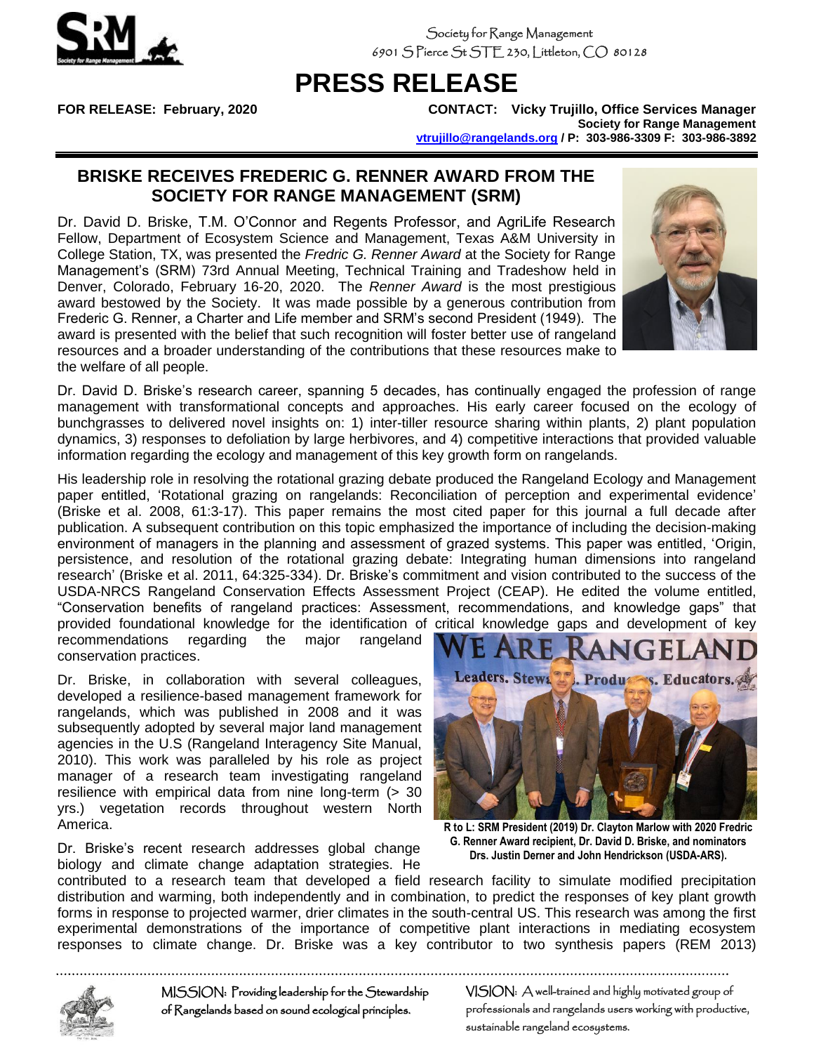Society for Range Management
6901 S Pierce St STE 230, Littleton, CO 80128

# PRESS RELEASE

**FOR RELEASE: February, 2020**

**CONTACT: Vicky Trujillo, Office Services Manager**
**Society for Range Management**
**vtrujillo@rangelands.org / P: 303-986-3309 F: 303-986-3892**

## BRISKE RECEIVES FREDERIC G. RENNER AWARD FROM THE SOCIETY FOR RANGE MANAGEMENT (SRM)

Dr. David D. Briske, T.M. O'Connor and Regents Professor, and AgriLife Research Fellow, Department of Ecosystem Science and Management, Texas A&M University in College Station, TX, was presented the *Fredric G. Renner Award* at the Society for Range Management's (SRM) 73rd Annual Meeting, Technical Training and Tradeshow held in Denver, Colorado, February 16-20, 2020. The *Renner Award* is the most prestigious award bestowed by the Society. It was made possible by a generous contribution from Frederic G. Renner, a Charter and Life member and SRM's second President (1949). The award is presented with the belief that such recognition will foster better use of rangeland resources and a broader understanding of the contributions that these resources make to the welfare of all people.

Dr. David D. Briske's research career, spanning 5 decades, has continually engaged the profession of range management with transformational concepts and approaches. His early career focused on the ecology of bunchgrasses to delivered novel insights on: 1) inter-tiller resource sharing within plants, 2) plant population dynamics, 3) responses to defoliation by large herbivores, and 4) competitive interactions that provided valuable information regarding the ecology and management of this key growth form on rangelands.

His leadership role in resolving the rotational grazing debate produced the Rangeland Ecology and Management paper entitled, 'Rotational grazing on rangelands: Reconciliation of perception and experimental evidence' (Briske et al. 2008, 61:3-17). This paper remains the most cited paper for this journal a full decade after publication. A subsequent contribution on this topic emphasized the importance of including the decision-making environment of managers in the planning and assessment of grazed systems. This paper was entitled, 'Origin, persistence, and resolution of the rotational grazing debate: Integrating human dimensions into rangeland research' (Briske et al. 2011, 64:325-334). Dr. Briske's commitment and vision contributed to the success of the USDA-NRCS Rangeland Conservation Effects Assessment Project (CEAP). He edited the volume entitled, "Conservation benefits of rangeland practices: Assessment, recommendations, and knowledge gaps" that provided foundational knowledge for the identification of critical knowledge gaps and development of key recommendations regarding the major rangeland conservation practices.

Dr. Briske, in collaboration with several colleagues, developed a resilience-based management framework for rangelands, which was published in 2008 and it was subsequently adopted by several major land management agencies in the U.S (Rangeland Interagency Site Manual, 2010). This work was paralleled by his role as project manager of a research team investigating rangeland resilience with empirical data from nine long-term (> 30 yrs.) vegetation records throughout western North America.

**R to L: SRM President (2019) Dr. Clayton Marlow with 2020 Fredric G. Renner Award recipient, Dr. David D. Briske, and nominators Drs. Justin Derner and John Hendrickson (USDA-ARS).**

Dr. Briske's recent research addresses global change biology and climate change adaptation strategies. He contributed to a research team that developed a field research facility to simulate modified precipitation distribution and warming, both independently and in combination, to predict the responses of key plant growth forms in response to projected warmer, drier climates in the south-central US. This research was among the first experimental demonstrations of the importance of competitive plant interactions in mediating ecosystem responses to climate change. Dr. Briske was a key contributor to two synthesis papers (REM 2013)

MISSION: Providing leadership for the Stewardship of Rangelands based on sound ecological principles.

VISION: A well-trained and highly motivated group of professionals and rangelands users working with productive, sustainable rangeland ecosystems.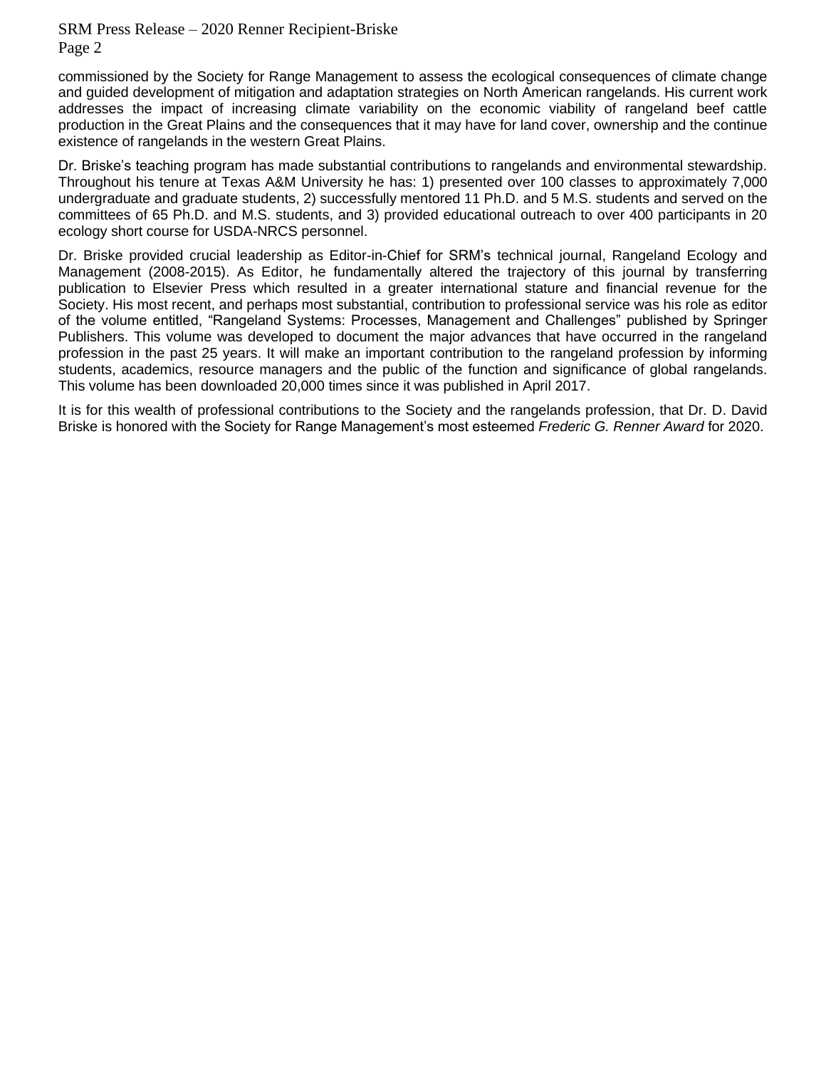commissioned by the Society for Range Management to assess the ecological consequences of climate change and guided development of mitigation and adaptation strategies on North American rangelands. His current work addresses the impact of increasing climate variability on the economic viability of rangeland beef cattle production in the Great Plains and the consequences that it may have for land cover, ownership and the continue existence of rangelands in the western Great Plains.

Dr. Briske's teaching program has made substantial contributions to rangelands and environmental stewardship. Throughout his tenure at Texas A&M University he has: 1) presented over 100 classes to approximately 7,000 undergraduate and graduate students, 2) successfully mentored 11 Ph.D. and 5 M.S. students and served on the committees of 65 Ph.D. and M.S. students, and 3) provided educational outreach to over 400 participants in 20 ecology short course for USDA-NRCS personnel.

Dr. Briske provided crucial leadership as Editor-in-Chief for SRM's technical journal, Rangeland Ecology and Management (2008-2015). As Editor, he fundamentally altered the trajectory of this journal by transferring publication to Elsevier Press which resulted in a greater international stature and financial revenue for the Society. His most recent, and perhaps most substantial, contribution to professional service was his role as editor of the volume entitled, "Rangeland Systems: Processes, Management and Challenges" published by Springer Publishers. This volume was developed to document the major advances that have occurred in the rangeland profession in the past 25 years. It will make an important contribution to the rangeland profession by informing students, academics, resource managers and the public of the function and significance of global rangelands. This volume has been downloaded 20,000 times since it was published in April 2017.

It is for this wealth of professional contributions to the Society and the rangelands profession, that Dr. D. David Briske is honored with the Society for Range Management's most esteemed *Frederic G. Renner Award* for 2020.